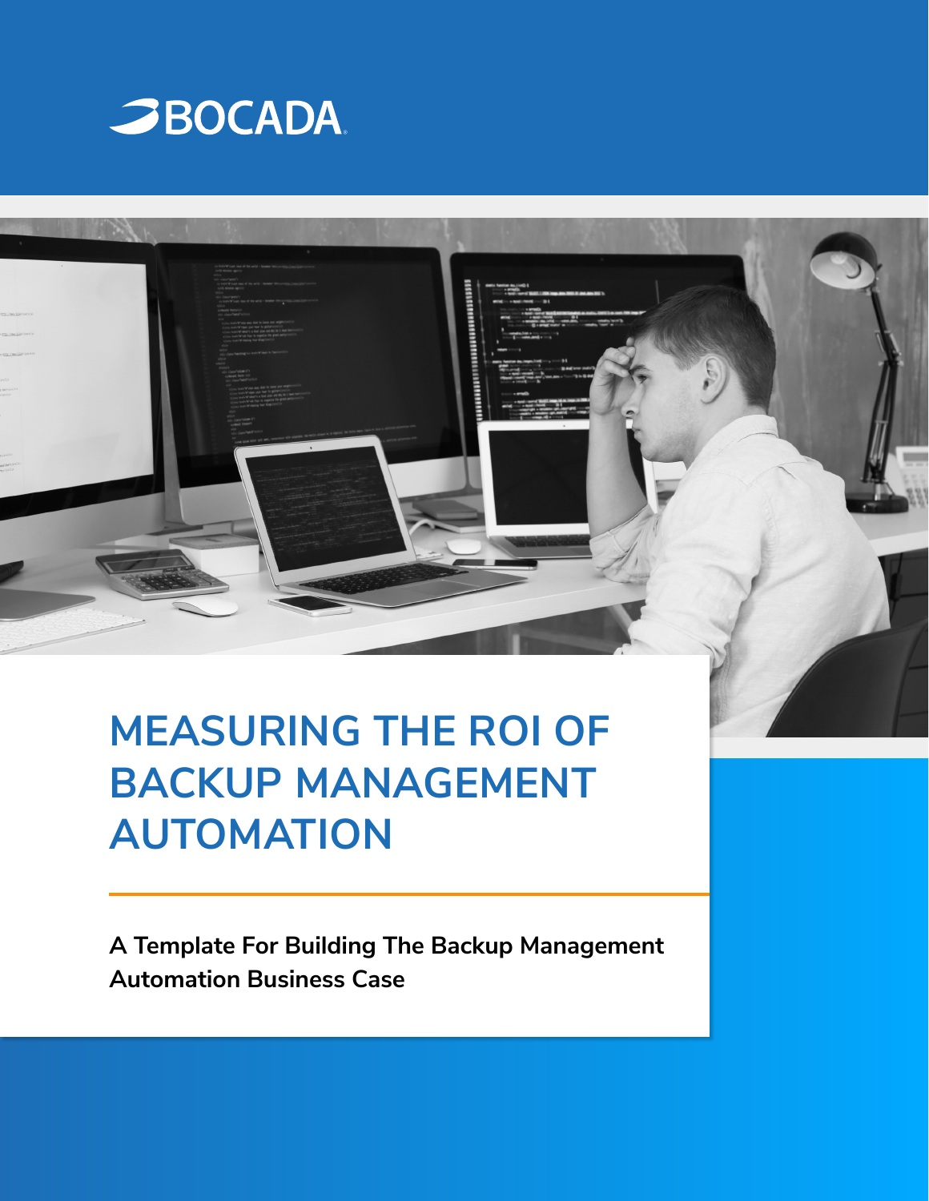BOCADA

# MEASURING THE ROI OF BACKUP MANAGEMENT AUTOMATION

**A Template For Building The Backup Management Automation Business Case**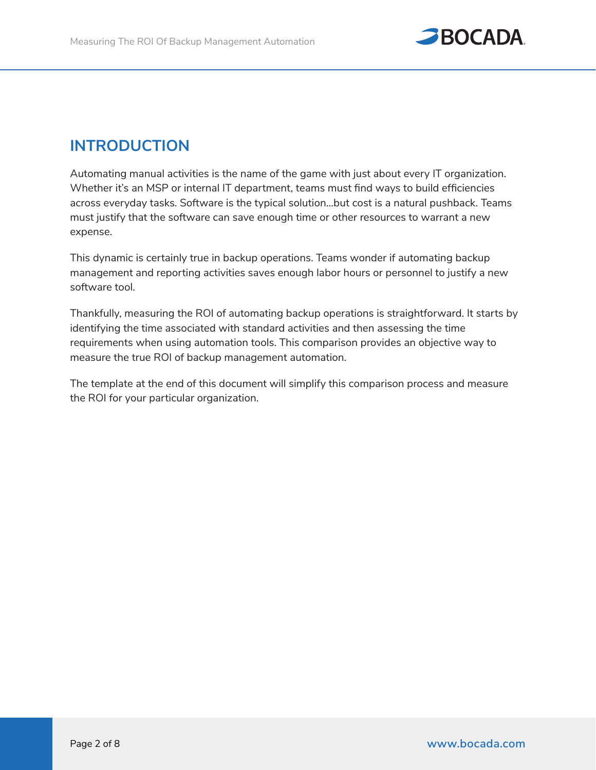## INTRODUCTION

Automating manual activities is the name of the game with just about every IT organization. Whether it's an MSP or internal IT department, teams must find ways to build efficiencies across everyday tasks. Software is the typical solution...but cost is a natural pushback. Teams must justify that the software can save enough time or other resources to warrant a new expense.

This dynamic is certainly true in backup operations. Teams wonder if automating backup management and reporting activities saves enough labor hours or personnel to justify a new software tool.

Thankfully, measuring the ROI of automating backup operations is straightforward. It starts by identifying the time associated with standard activities and then assessing the time requirements when using automation tools. This comparison provides an objective way to measure the true ROI of backup management automation.

The template at the end of this document will simplify this comparison process and measure the ROI for your particular organization.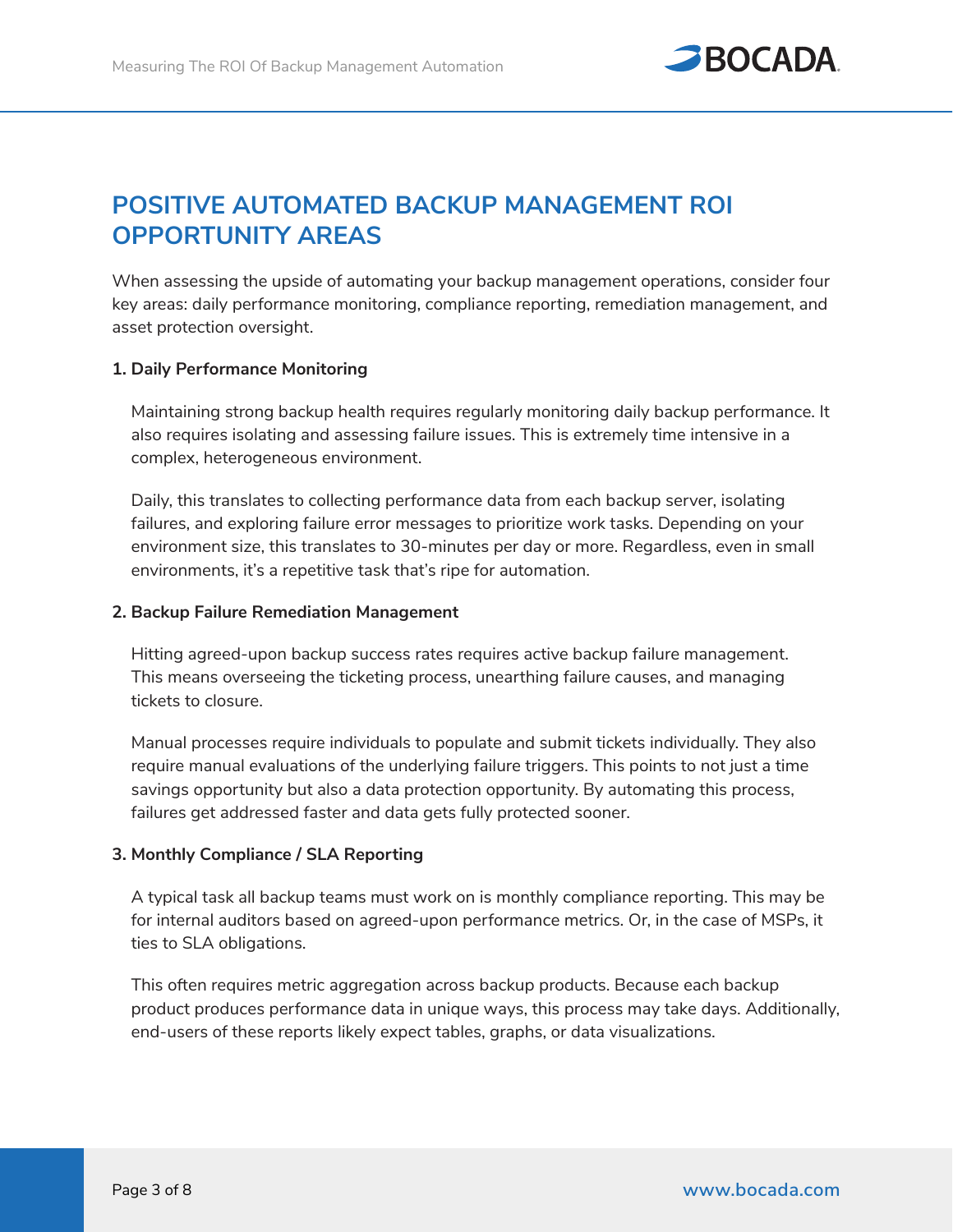## POSITIVE AUTOMATED BACKUP MANAGEMENT ROI OPPORTUNITY AREAS

When assessing the upside of automating your backup management operations, consider four key areas: daily performance monitoring, compliance reporting, remediation management, and asset protection oversight.

**1. Daily Performance Monitoring**

Maintaining strong backup health requires regularly monitoring daily backup performance. It also requires isolating and assessing failure issues. This is extremely time intensive in a complex, heterogeneous environment.

Daily, this translates to collecting performance data from each backup server, isolating failures, and exploring failure error messages to prioritize work tasks. Depending on your environment size, this translates to 30-minutes per day or more. Regardless, even in small environments, it's a repetitive task that's ripe for automation.

**2. Backup Failure Remediation Management**

Hitting agreed-upon backup success rates requires active backup failure management. This means overseeing the ticketing process, unearthing failure causes, and managing tickets to closure.

Manual processes require individuals to populate and submit tickets individually. They also require manual evaluations of the underlying failure triggers. This points to not just a time savings opportunity but also a data protection opportunity. By automating this process, failures get addressed faster and data gets fully protected sooner.

**3. Monthly Compliance / SLA Reporting**

A typical task all backup teams must work on is monthly compliance reporting. This may be for internal auditors based on agreed-upon performance metrics. Or, in the case of MSPs, it ties to SLA obligations.

This often requires metric aggregation across backup products. Because each backup product produces performance data in unique ways, this process may take days. Additionally, end-users of these reports likely expect tables, graphs, or data visualizations.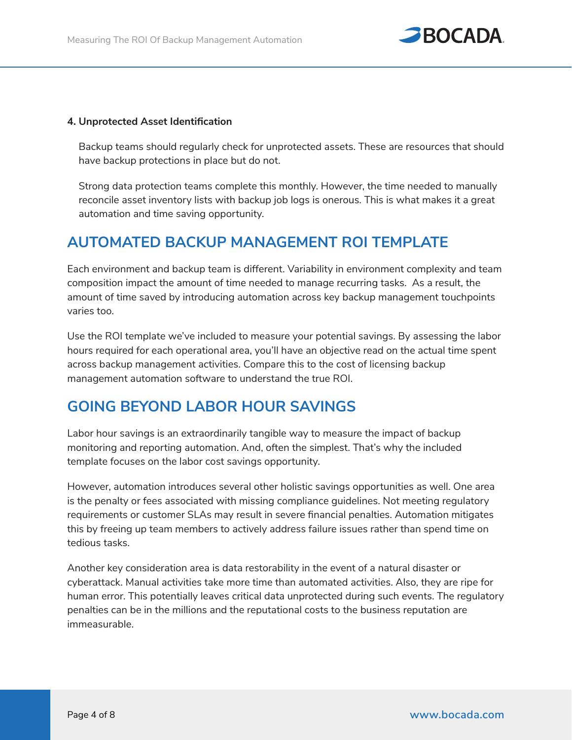**4. Unprotected Asset Identification**

Backup teams should regularly check for unprotected assets. These are resources that should have backup protections in place but do not.

Strong data protection teams complete this monthly. However, the time needed to manually reconcile asset inventory lists with backup job logs is onerous. This is what makes it a great automation and time saving opportunity.

## AUTOMATED BACKUP MANAGEMENT ROI TEMPLATE

Each environment and backup team is different. Variability in environment complexity and team composition impact the amount of time needed to manage recurring tasks. As a result, the amount of time saved by introducing automation across key backup management touchpoints varies too.

Use the ROI template we've included to measure your potential savings. By assessing the labor hours required for each operational area, you'll have an objective read on the actual time spent across backup management activities. Compare this to the cost of licensing backup management automation software to understand the true ROI.

## GOING BEYOND LABOR HOUR SAVINGS

Labor hour savings is an extraordinarily tangible way to measure the impact of backup monitoring and reporting automation. And, often the simplest. That's why the included template focuses on the labor cost savings opportunity.

However, automation introduces several other holistic savings opportunities as well. One area is the penalty or fees associated with missing compliance guidelines. Not meeting regulatory requirements or customer SLAs may result in severe financial penalties. Automation mitigates this by freeing up team members to actively address failure issues rather than spend time on tedious tasks.

Another key consideration area is data restorability in the event of a natural disaster or cyberattack. Manual activities take more time than automated activities. Also, they are ripe for human error. This potentially leaves critical data unprotected during such events. The regulatory penalties can be in the millions and the reputational costs to the business reputation are immeasurable.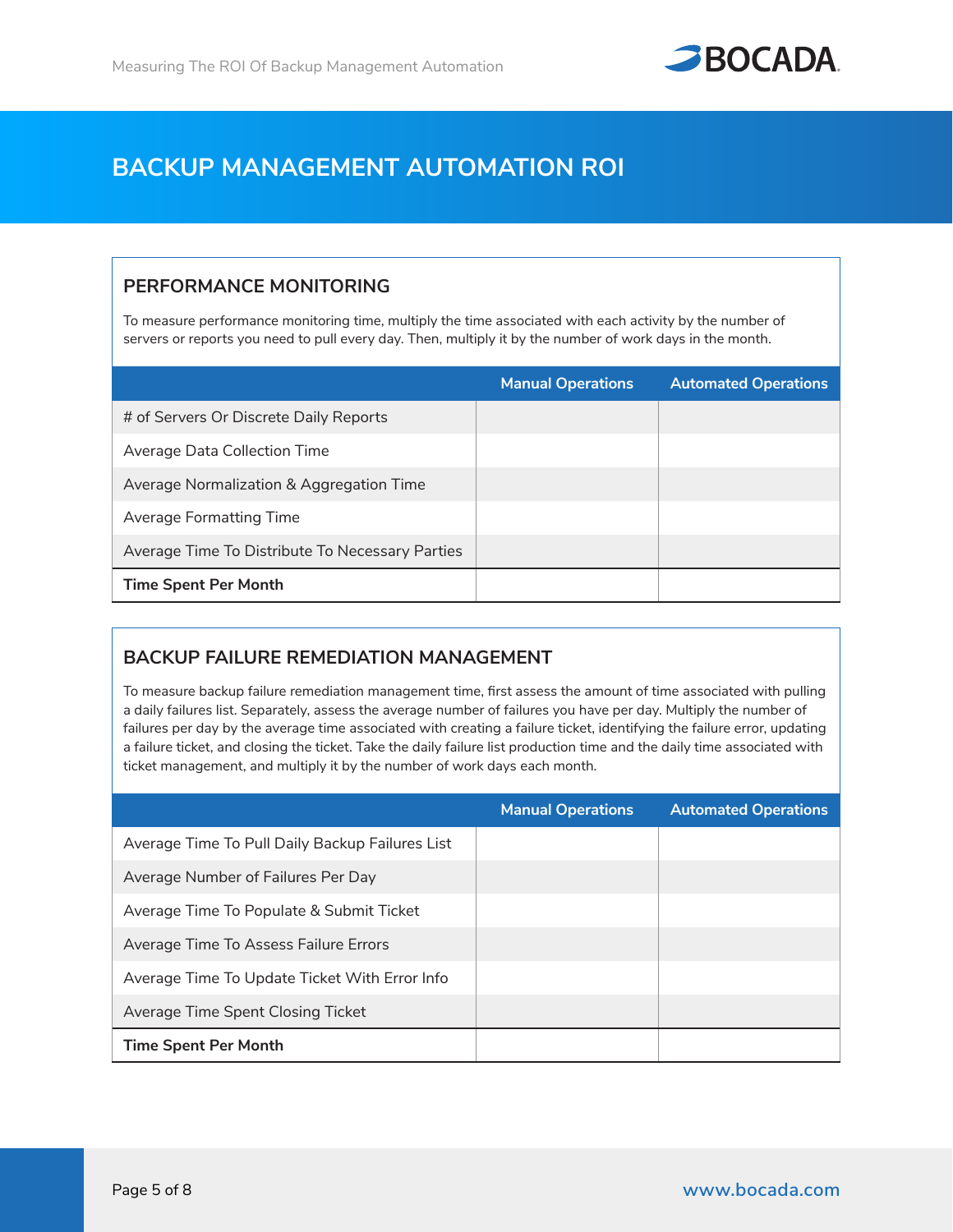# BACKUP MANAGEMENT AUTOMATION ROI

## PERFORMANCE MONITORING

To measure performance monitoring time, multiply the time associated with each activity by the number of servers or reports you need to pull every day. Then, multiply it by the number of work days in the month.

| | Manual Operations | Automated Operations |
|---|---|---|
| # of Servers Or Discrete Daily Reports | | |
| Average Data Collection Time | | |
| Average Normalization & Aggregation Time | | |
| Average Formatting Time | | |
| Average Time To Distribute To Necessary Parties | | |
| **Time Spent Per Month** | | |

## BACKUP FAILURE REMEDIATION MANAGEMENT

To measure backup failure remediation management time, first assess the amount of time associated with pulling a daily failures list. Separately, assess the average number of failures you have per day. Multiply the number of failures per day by the average time associated with creating a failure ticket, identifying the failure error, updating a failure ticket, and closing the ticket. Take the daily failure list production time and the daily time associated with ticket management, and multiply it by the number of work days each month.

| | Manual Operations | Automated Operations |
|---|---|---|
| Average Time To Pull Daily Backup Failures List | | |
| Average Number of Failures Per Day | | |
| Average Time To Populate & Submit Ticket | | |
| Average Time To Assess Failure Errors | | |
| Average Time To Update Ticket With Error Info | | |
| Average Time Spent Closing Ticket | | |
| **Time Spent Per Month** | | |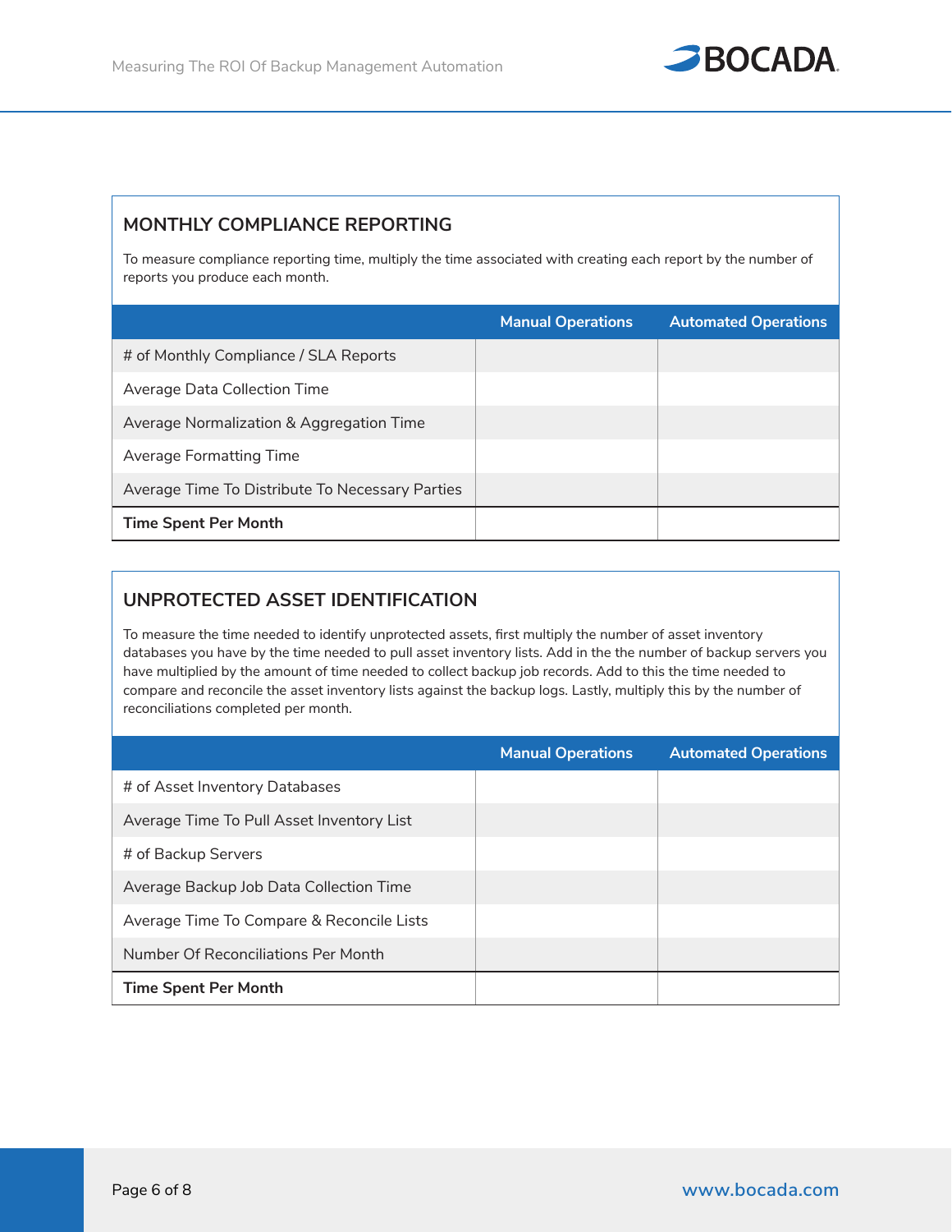## MONTHLY COMPLIANCE REPORTING

To measure compliance reporting time, multiply the time associated with creating each report by the number of reports you produce each month.

| | Manual Operations | Automated Operations |
|---|---|---|
| # of Monthly Compliance / SLA Reports | | |
| Average Data Collection Time | | |
| Average Normalization & Aggregation Time | | |
| Average Formatting Time | | |
| Average Time To Distribute To Necessary Parties | | |
| **Time Spent Per Month** | | |

## UNPROTECTED ASSET IDENTIFICATION

To measure the time needed to identify unprotected assets, first multiply the number of asset inventory databases you have by the time needed to pull asset inventory lists. Add in the the number of backup servers you have multiplied by the amount of time needed to collect backup job records. Add to this the time needed to compare and reconcile the asset inventory lists against the backup logs. Lastly, multiply this by the number of reconciliations completed per month.

| | Manual Operations | Automated Operations |
|---|---|---|
| # of Asset Inventory Databases | | |
| Average Time To Pull Asset Inventory List | | |
| # of Backup Servers | | |
| Average Backup Job Data Collection Time | | |
| Average Time To Compare & Reconcile Lists | | |
| Number Of Reconciliations Per Month | | |
| **Time Spent Per Month** | | |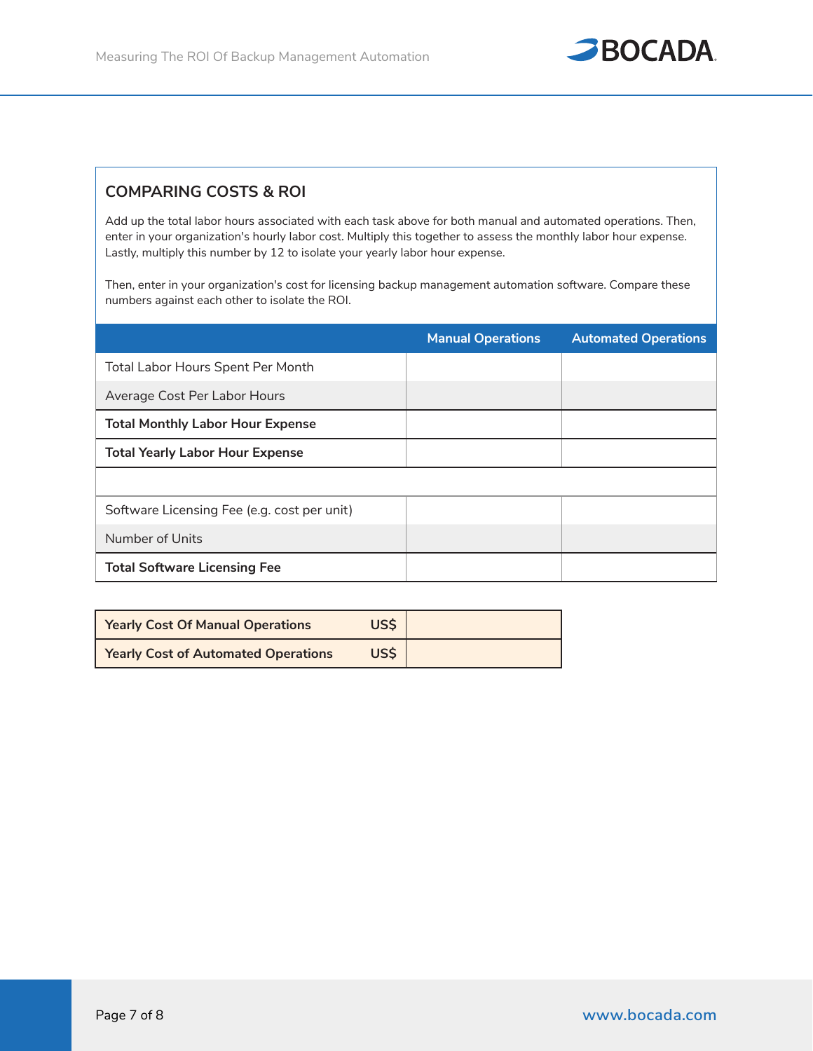## COMPARING COSTS & ROI

Add up the total labor hours associated with each task above for both manual and automated operations. Then, enter in your organization's hourly labor cost. Multiply this together to assess the monthly labor hour expense. Lastly, multiply this number by 12 to isolate your yearly labor hour expense.

Then, enter in your organization's cost for licensing backup management automation software. Compare these numbers against each other to isolate the ROI.

| | Manual Operations | Automated Operations |
|---|---|---|
| Total Labor Hours Spent Per Month | | |
| Average Cost Per Labor Hours | | |
| **Total Monthly Labor Hour Expense** | | |
| **Total Yearly Labor Hour Expense** | | |
| | | |
| Software Licensing Fee (e.g. cost per unit) | | |
| Number of Units | | |
| **Total Software Licensing Fee** | | |

| | | |
|---|---|---|
| **Yearly Cost Of Manual Operations** | **US$** | |
| **Yearly Cost of Automated Operations** | **US$** | |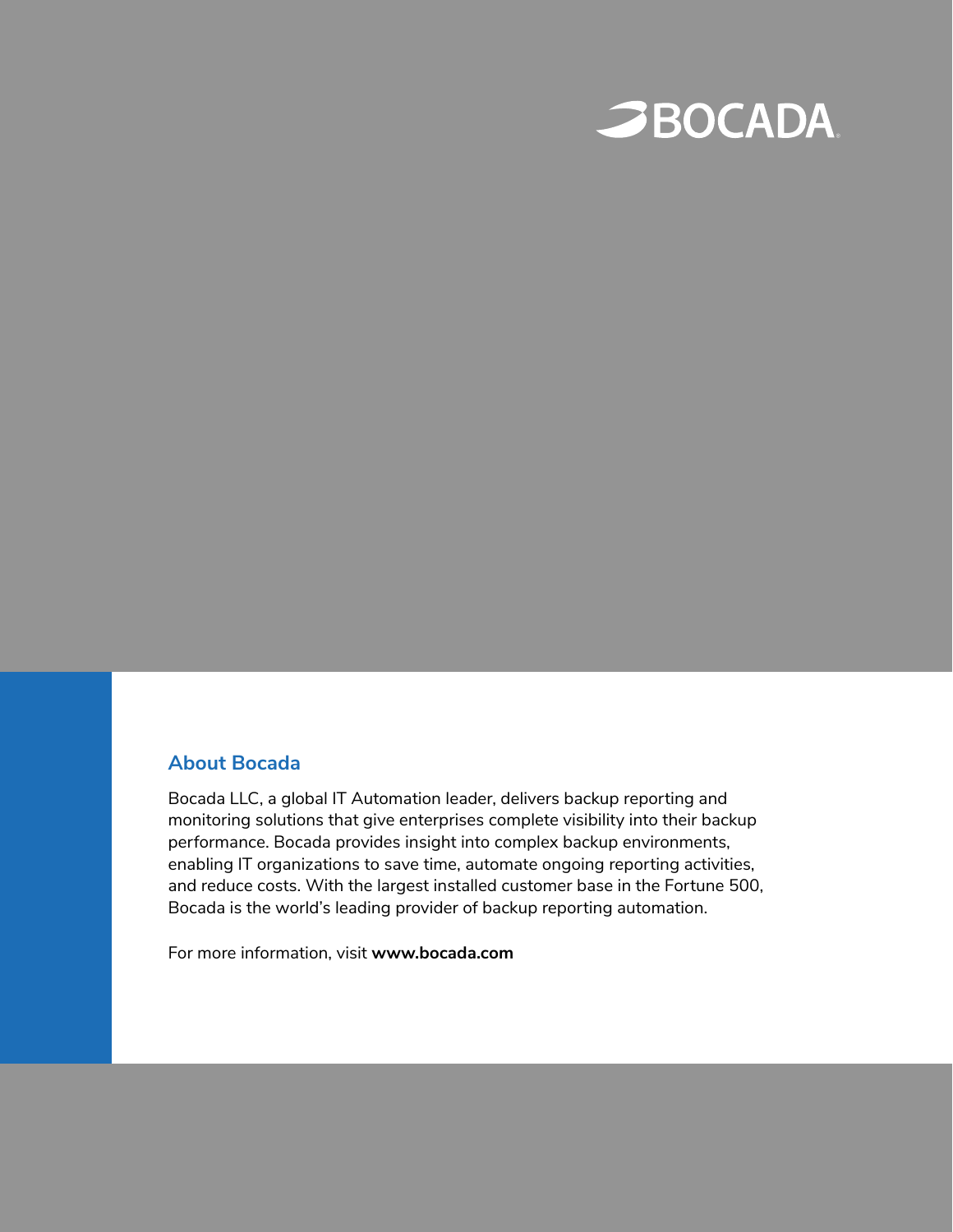BOCADA

## About Bocada

Bocada LLC, a global IT Automation leader, delivers backup reporting and monitoring solutions that give enterprises complete visibility into their backup performance. Bocada provides insight into complex backup environments, enabling IT organizations to save time, automate ongoing reporting activities, and reduce costs. With the largest installed customer base in the Fortune 500, Bocada is the world's leading provider of backup reporting automation.

For more information, visit **www.bocada.com**